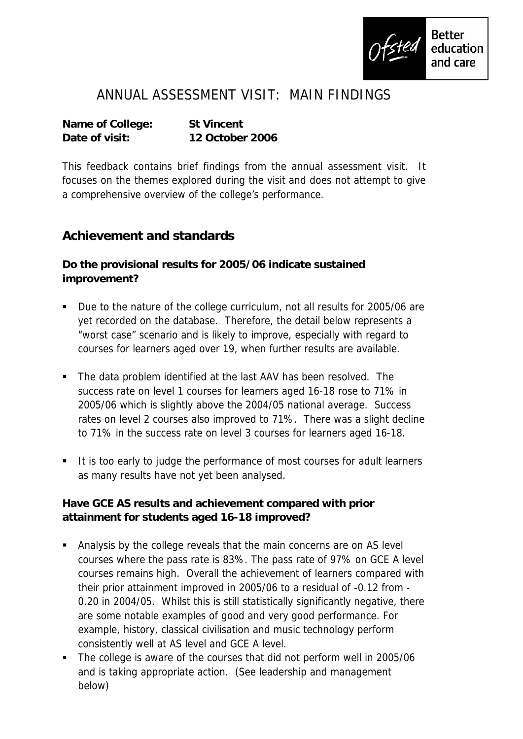# ANNUAL ASSESSMENT VISIT: MAIN FINDINGS

**Name of College:** **St Vincent**
**Date of visit:** **12 October 2006**

This feedback contains brief findings from the annual assessment visit. It focuses on the themes explored during the visit and does not attempt to give a comprehensive overview of the college's performance.

## Achievement and standards

### Do the provisional results for 2005/06 indicate sustained improvement?

- Due to the nature of the college curriculum, not all results for 2005/06 are yet recorded on the database. Therefore, the detail below represents a "worst case" scenario and is likely to improve, especially with regard to courses for learners aged over 19, when further results are available.
- The data problem identified at the last AAV has been resolved. The success rate on level 1 courses for learners aged 16-18 rose to 71% in 2005/06 which is slightly above the 2004/05 national average. Success rates on level 2 courses also improved to 71%. There was a slight decline to 71% in the success rate on level 3 courses for learners aged 16-18.
- It is too early to judge the performance of most courses for adult learners as many results have not yet been analysed.

### Have GCE AS results and achievement compared with prior attainment for students aged 16-18 improved?

- Analysis by the college reveals that the main concerns are on AS level courses where the pass rate is 83%. The pass rate of 97% on GCE A level courses remains high. Overall the achievement of learners compared with their prior attainment improved in 2005/06 to a residual of -0.12 from -0.20 in 2004/05. Whilst this is still statistically significantly negative, there are some notable examples of good and very good performance. For example, history, classical civilisation and music technology perform consistently well at AS level and GCE A level.
- The college is aware of the courses that did not perform well in 2005/06 and is taking appropriate action. (See leadership and management below)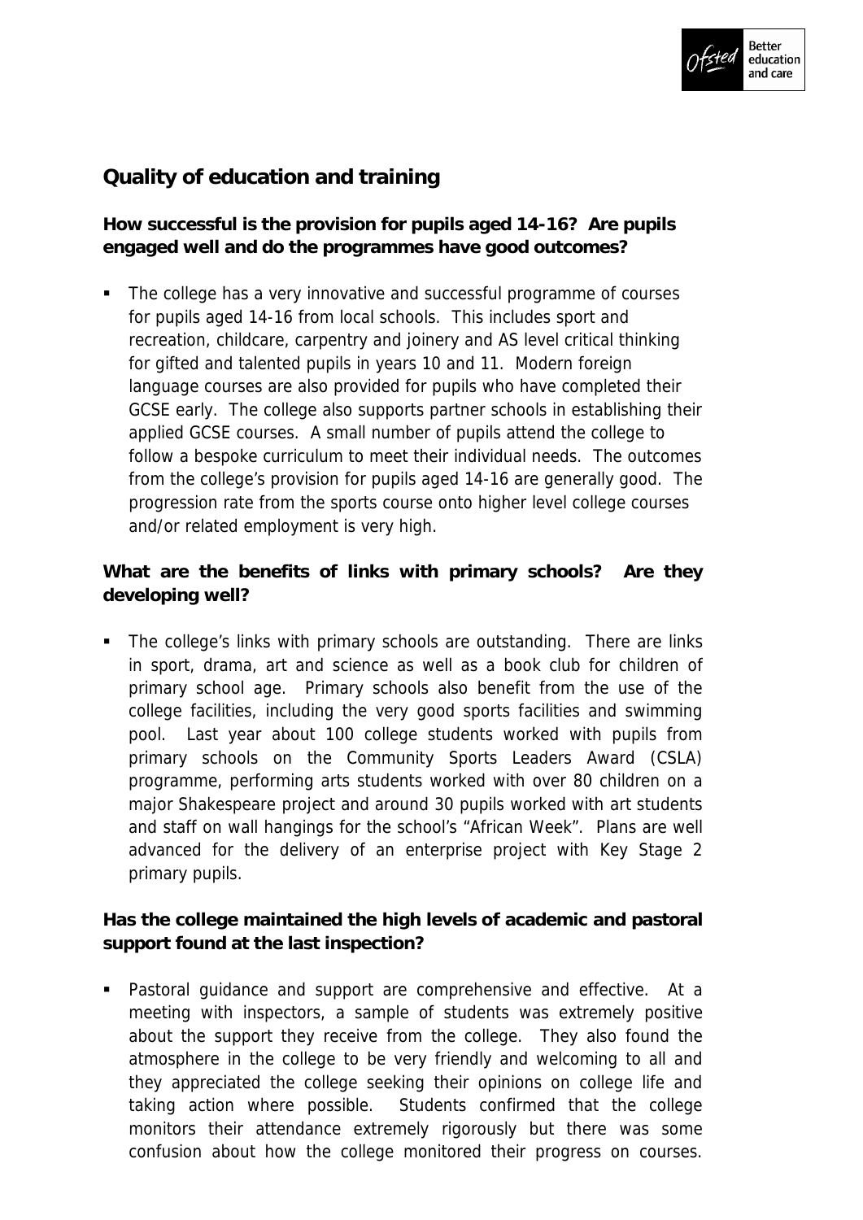## Quality of education and training

**How successful is the provision for pupils aged 14-16? Are pupils engaged well and do the programmes have good outcomes?**

- The college has a very innovative and successful programme of courses for pupils aged 14-16 from local schools. This includes sport and recreation, childcare, carpentry and joinery and AS level critical thinking for gifted and talented pupils in years 10 and 11. Modern foreign language courses are also provided for pupils who have completed their GCSE early. The college also supports partner schools in establishing their applied GCSE courses. A small number of pupils attend the college to follow a bespoke curriculum to meet their individual needs. The outcomes from the college's provision for pupils aged 14-16 are generally good. The progression rate from the sports course onto higher level college courses and/or related employment is very high.

**What are the benefits of links with primary schools? Are they developing well?**

- The college's links with primary schools are outstanding. There are links in sport, drama, art and science as well as a book club for children of primary school age. Primary schools also benefit from the use of the college facilities, including the very good sports facilities and swimming pool. Last year about 100 college students worked with pupils from primary schools on the Community Sports Leaders Award (CSLA) programme, performing arts students worked with over 80 children on a major Shakespeare project and around 30 pupils worked with art students and staff on wall hangings for the school's "African Week". Plans are well advanced for the delivery of an enterprise project with Key Stage 2 primary pupils.

**Has the college maintained the high levels of academic and pastoral support found at the last inspection?**

- Pastoral guidance and support are comprehensive and effective. At a meeting with inspectors, a sample of students was extremely positive about the support they receive from the college. They also found the atmosphere in the college to be very friendly and welcoming to all and they appreciated the college seeking their opinions on college life and taking action where possible. Students confirmed that the college monitors their attendance extremely rigorously but there was some confusion about how the college monitored their progress on courses.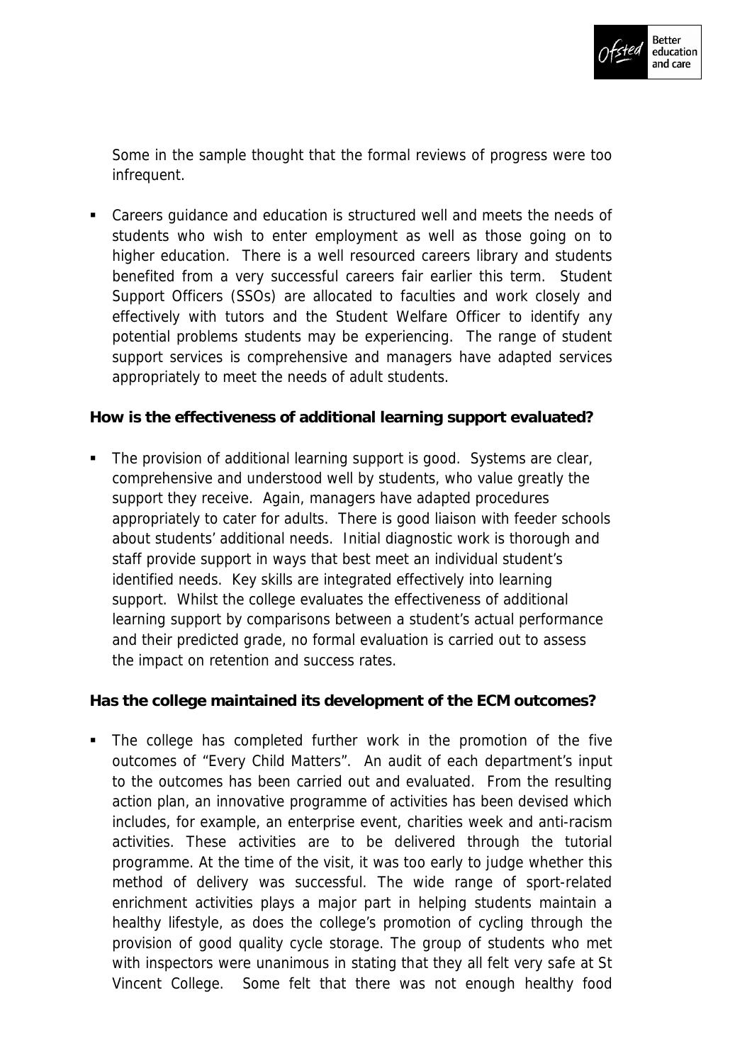Some in the sample thought that the formal reviews of progress were too infrequent.

- Careers guidance and education is structured well and meets the needs of students who wish to enter employment as well as those going on to higher education. There is a well resourced careers library and students benefited from a very successful careers fair earlier this term. Student Support Officers (SSOs) are allocated to faculties and work closely and effectively with tutors and the Student Welfare Officer to identify any potential problems students may be experiencing. The range of student support services is comprehensive and managers have adapted services appropriately to meet the needs of adult students.

**How is the effectiveness of additional learning support evaluated?**

- The provision of additional learning support is good. Systems are clear, comprehensive and understood well by students, who value greatly the support they receive. Again, managers have adapted procedures appropriately to cater for adults. There is good liaison with feeder schools about students' additional needs. Initial diagnostic work is thorough and staff provide support in ways that best meet an individual student's identified needs. Key skills are integrated effectively into learning support. Whilst the college evaluates the effectiveness of additional learning support by comparisons between a student's actual performance and their predicted grade, no formal evaluation is carried out to assess the impact on retention and success rates.

**Has the college maintained its development of the ECM outcomes?**

- The college has completed further work in the promotion of the five outcomes of "Every Child Matters". An audit of each department's input to the outcomes has been carried out and evaluated. From the resulting action plan, an innovative programme of activities has been devised which includes, for example, an enterprise event, charities week and anti-racism activities. These activities are to be delivered through the tutorial programme. At the time of the visit, it was too early to judge whether this method of delivery was successful. The wide range of sport-related enrichment activities plays a major part in helping students maintain a healthy lifestyle, as does the college's promotion of cycling through the provision of good quality cycle storage. The group of students who met with inspectors were unanimous in stating that they all felt very safe at St Vincent College. Some felt that there was not enough healthy food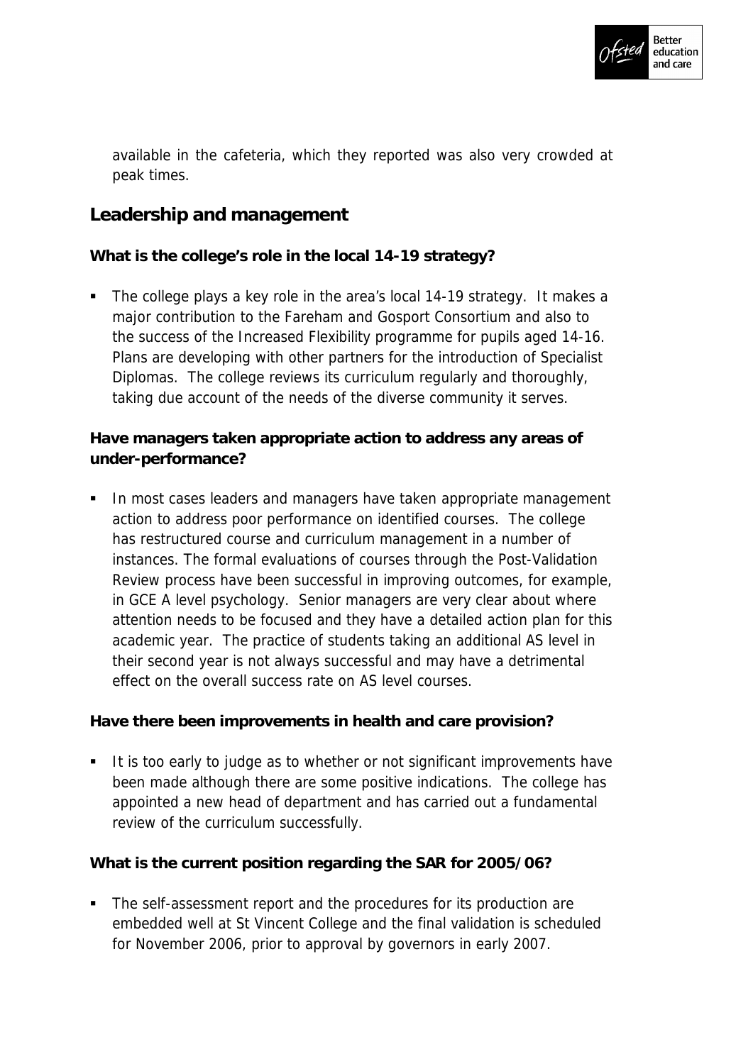available in the cafeteria, which they reported was also very crowded at peak times.

## Leadership and management

**What is the college's role in the local 14-19 strategy?**

- The college plays a key role in the area's local 14-19 strategy. It makes a major contribution to the Fareham and Gosport Consortium and also to the success of the Increased Flexibility programme for pupils aged 14-16. Plans are developing with other partners for the introduction of Specialist Diplomas. The college reviews its curriculum regularly and thoroughly, taking due account of the needs of the diverse community it serves.

**Have managers taken appropriate action to address any areas of under-performance?**

- In most cases leaders and managers have taken appropriate management action to address poor performance on identified courses. The college has restructured course and curriculum management in a number of instances. The formal evaluations of courses through the Post-Validation Review process have been successful in improving outcomes, for example, in GCE A level psychology. Senior managers are very clear about where attention needs to be focused and they have a detailed action plan for this academic year. The practice of students taking an additional AS level in their second year is not always successful and may have a detrimental effect on the overall success rate on AS level courses.

**Have there been improvements in health and care provision?**

- It is too early to judge as to whether or not significant improvements have been made although there are some positive indications. The college has appointed a new head of department and has carried out a fundamental review of the curriculum successfully.

**What is the current position regarding the SAR for 2005/06?**

- The self-assessment report and the procedures for its production are embedded well at St Vincent College and the final validation is scheduled for November 2006, prior to approval by governors in early 2007.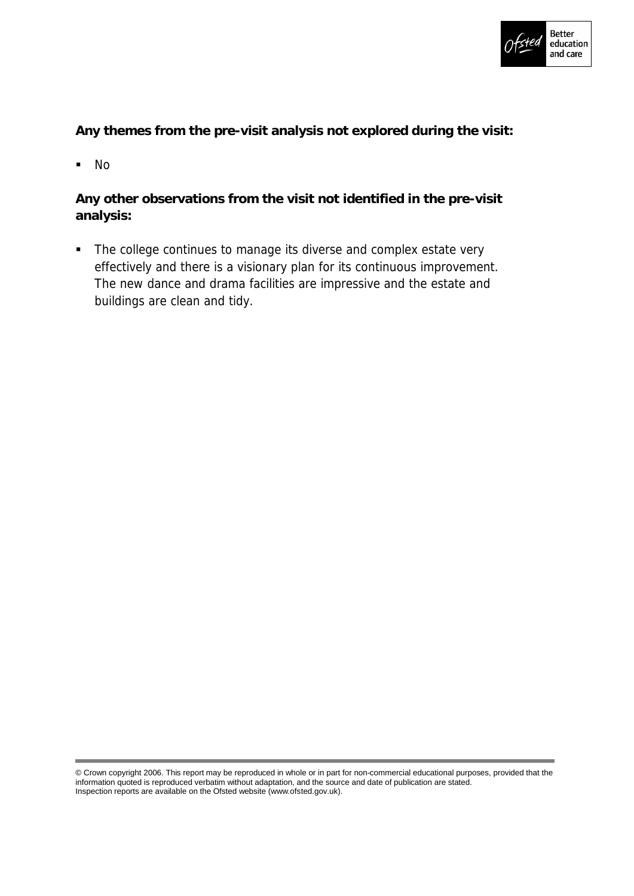**Any themes from the pre-visit analysis not explored during the visit:**

- No

**Any other observations from the visit not identified in the pre-visit analysis:**

- The college continues to manage its diverse and complex estate very effectively and there is a visionary plan for its continuous improvement. The new dance and drama facilities are impressive and the estate and buildings are clean and tidy.

© Crown copyright 2006. This report may be reproduced in whole or in part for non-commercial educational purposes, provided that the information quoted is reproduced verbatim without adaptation, and the source and date of publication are stated.
Inspection reports are available on the Ofsted website (www.ofsted.gov.uk).